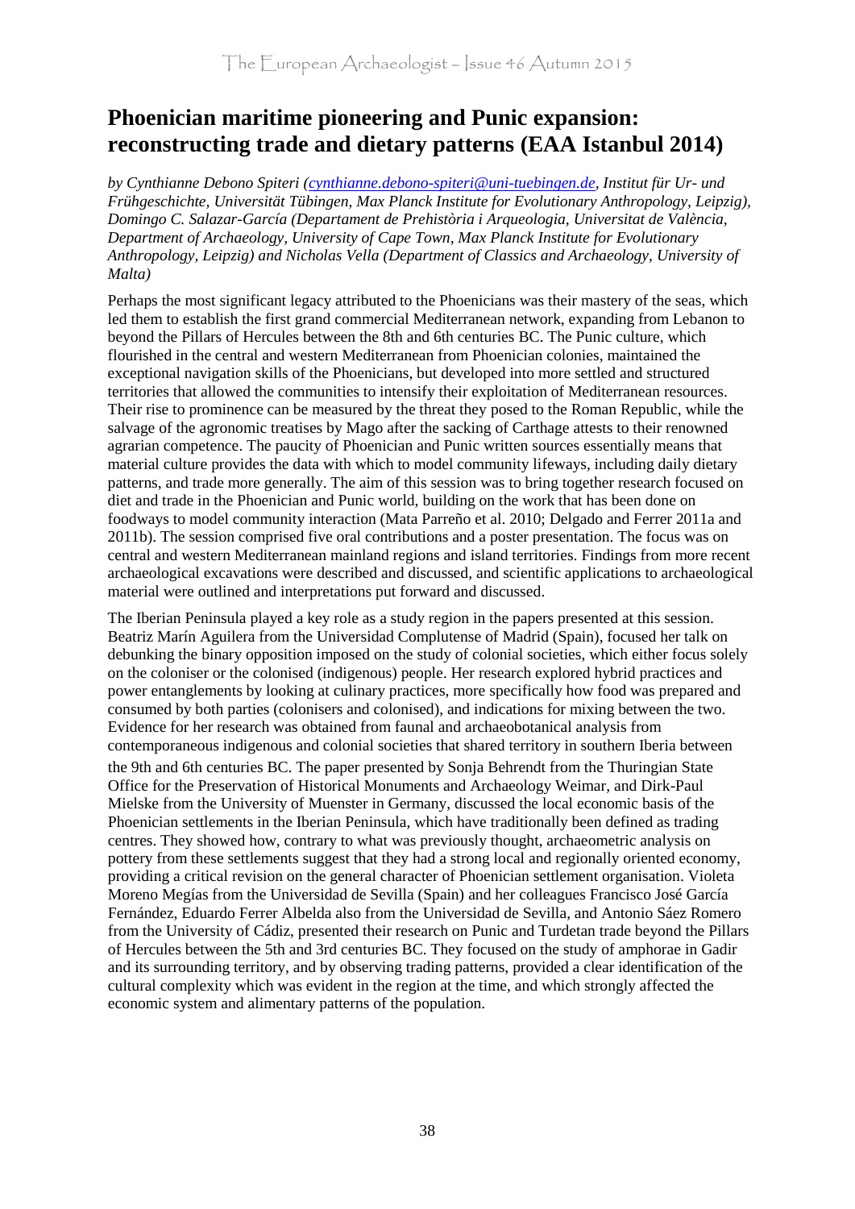# Phoenician maritime pioneering and Punic expansion: reconstructing trade and dietary patterns (EAA Istanbul 2014)

*by Cynthianne Debono Spiteri (cynthianne.debono-spiteri@uni-tuebingen.de, Institut für Ur- und Frühgeschichte, Universität Tübingen, Max Planck Institute for Evolutionary Anthropology, Leipzig), Domingo C. Salazar-García (Departament de Prehistòria i Arqueologia, Universitat de València, Department of Archaeology, University of Cape Town, Max Planck Institute for Evolutionary Anthropology, Leipzig) and Nicholas Vella (Department of Classics and Archaeology, University of Malta)*

Perhaps the most significant legacy attributed to the Phoenicians was their mastery of the seas, which led them to establish the first grand commercial Mediterranean network, expanding from Lebanon to beyond the Pillars of Hercules between the 8th and 6th centuries BC. The Punic culture, which flourished in the central and western Mediterranean from Phoenician colonies, maintained the exceptional navigation skills of the Phoenicians, but developed into more settled and structured territories that allowed the communities to intensify their exploitation of Mediterranean resources. Their rise to prominence can be measured by the threat they posed to the Roman Republic, while the salvage of the agronomic treatises by Mago after the sacking of Carthage attests to their renowned agrarian competence. The paucity of Phoenician and Punic written sources essentially means that material culture provides the data with which to model community lifeways, including daily dietary patterns, and trade more generally. The aim of this session was to bring together research focused on diet and trade in the Phoenician and Punic world, building on the work that has been done on foodways to model community interaction (Mata Parreño et al. 2010; Delgado and Ferrer 2011a and 2011b). The session comprised five oral contributions and a poster presentation. The focus was on central and western Mediterranean mainland regions and island territories. Findings from more recent archaeological excavations were described and discussed, and scientific applications to archaeological material were outlined and interpretations put forward and discussed.

The Iberian Peninsula played a key role as a study region in the papers presented at this session. Beatriz Marín Aguilera from the Universidad Complutense of Madrid (Spain), focused her talk on debunking the binary opposition imposed on the study of colonial societies, which either focus solely on the coloniser or the colonised (indigenous) people. Her research explored hybrid practices and power entanglements by looking at culinary practices, more specifically how food was prepared and consumed by both parties (colonisers and colonised), and indications for mixing between the two. Evidence for her research was obtained from faunal and archaeobotanical analysis from contemporaneous indigenous and colonial societies that shared territory in southern Iberia between the 9th and 6th centuries BC. The paper presented by Sonja Behrendt from the Thuringian State Office for the Preservation of Historical Monuments and Archaeology Weimar, and Dirk-Paul Mielske from the University of Muenster in Germany, discussed the local economic basis of the Phoenician settlements in the Iberian Peninsula, which have traditionally been defined as trading centres. They showed how, contrary to what was previously thought, archaeometric analysis on pottery from these settlements suggest that they had a strong local and regionally oriented economy, providing a critical revision on the general character of Phoenician settlement organisation. Violeta Moreno Megías from the Universidad de Sevilla (Spain) and her colleagues Francisco José García Fernández, Eduardo Ferrer Albelda also from the Universidad de Sevilla, and Antonio Sáez Romero from the University of Cádiz, presented their research on Punic and Turdetan trade beyond the Pillars of Hercules between the 5th and 3rd centuries BC. They focused on the study of amphorae in Gadir and its surrounding territory, and by observing trading patterns, provided a clear identification of the cultural complexity which was evident in the region at the time, and which strongly affected the economic system and alimentary patterns of the population.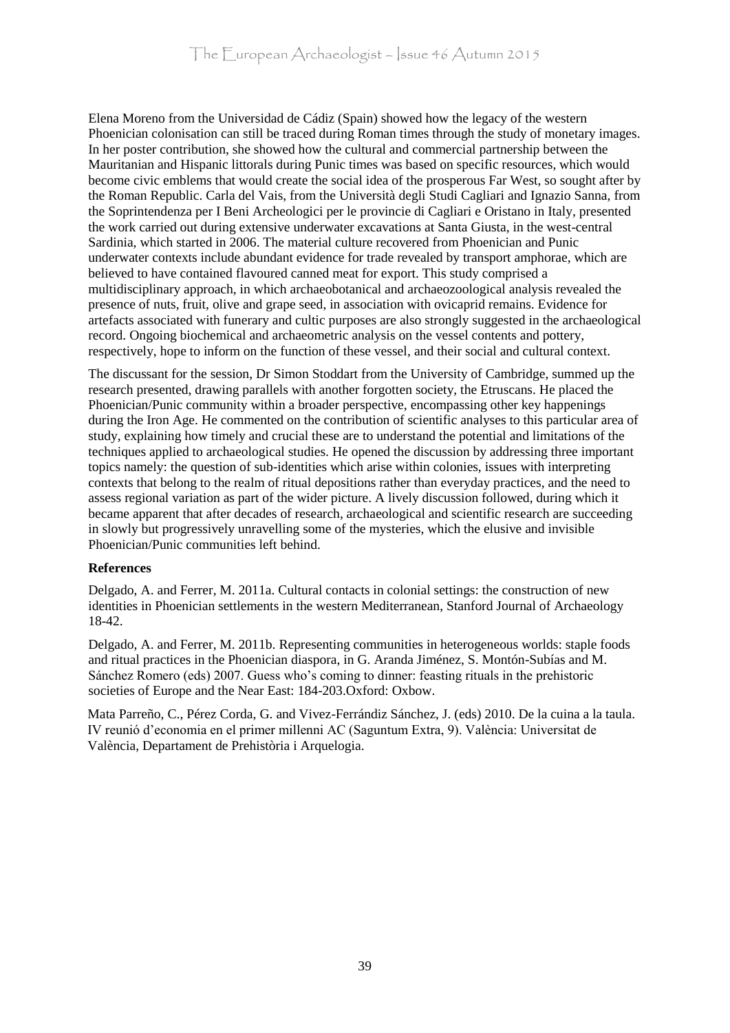Elena Moreno from the Universidad de Cádiz (Spain) showed how the legacy of the western Phoenician colonisation can still be traced during Roman times through the study of monetary images. In her poster contribution, she showed how the cultural and commercial partnership between the Mauritanian and Hispanic littorals during Punic times was based on specific resources, which would become civic emblems that would create the social idea of the prosperous Far West, so sought after by the Roman Republic. Carla del Vais, from the Università degli Studi Cagliari and Ignazio Sanna, from the Soprintendenza per I Beni Archeologici per le provincie di Cagliari e Oristano in Italy, presented the work carried out during extensive underwater excavations at Santa Giusta, in the west-central Sardinia, which started in 2006. The material culture recovered from Phoenician and Punic underwater contexts include abundant evidence for trade revealed by transport amphorae, which are believed to have contained flavoured canned meat for export. This study comprised a multidisciplinary approach, in which archaeobotanical and archaeozoological analysis revealed the presence of nuts, fruit, olive and grape seed, in association with ovicaprid remains. Evidence for artefacts associated with funerary and cultic purposes are also strongly suggested in the archaeological record. Ongoing biochemical and archaeometric analysis on the vessel contents and pottery, respectively, hope to inform on the function of these vessel, and their social and cultural context.

The discussant for the session, Dr Simon Stoddart from the University of Cambridge, summed up the research presented, drawing parallels with another forgotten society, the Etruscans. He placed the Phoenician/Punic community within a broader perspective, encompassing other key happenings during the Iron Age. He commented on the contribution of scientific analyses to this particular area of study, explaining how timely and crucial these are to understand the potential and limitations of the techniques applied to archaeological studies. He opened the discussion by addressing three important topics namely: the question of sub-identities which arise within colonies, issues with interpreting contexts that belong to the realm of ritual depositions rather than everyday practices, and the need to assess regional variation as part of the wider picture. A lively discussion followed, during which it became apparent that after decades of research, archaeological and scientific research are succeeding in slowly but progressively unravelling some of the mysteries, which the elusive and invisible Phoenician/Punic communities left behind.

**References**

Delgado, A. and Ferrer, M. 2011a. Cultural contacts in colonial settings: the construction of new identities in Phoenician settlements in the western Mediterranean, Stanford Journal of Archaeology 18-42.

Delgado, A. and Ferrer, M. 2011b. Representing communities in heterogeneous worlds: staple foods and ritual practices in the Phoenician diaspora, in G. Aranda Jiménez, S. Montón-Subías and M. Sánchez Romero (eds) 2007. Guess who's coming to dinner: feasting rituals in the prehistoric societies of Europe and the Near East: 184-203.Oxford: Oxbow.

Mata Parreño, C., Pérez Corda, G. and Vivez-Ferrándiz Sánchez, J. (eds) 2010. De la cuina a la taula. IV reunió d'economia en el primer millenni AC (Saguntum Extra, 9). València: Universitat de València, Departament de Prehistòria i Arquelogia.